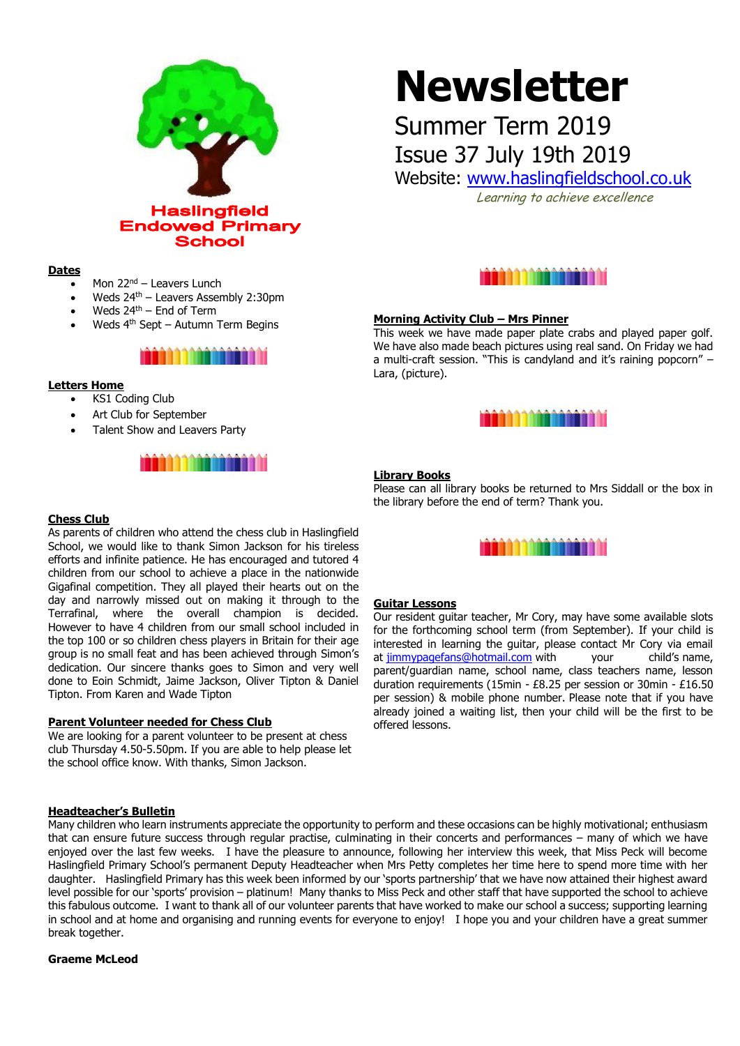Haslingfield Endowed Primary School

# Newsletter

Summer Term 2019

Issue 37 July 19th 2019

Website: www.haslingfieldschool.co.uk

*Learning to achieve excellence*

## Dates

- Mon 22nd – Leavers Lunch
- Weds 24th – Leavers Assembly 2:30pm
- Weds 24th – End of Term
- Weds 4th Sept – Autumn Term Begins

## Letters Home

- KS1 Coding Club
- Art Club for September
- Talent Show and Leavers Party

## Chess Club

As parents of children who attend the chess club in Haslingfield School, we would like to thank Simon Jackson for his tireless efforts and infinite patience. He has encouraged and tutored 4 children from our school to achieve a place in the nationwide Gigafinal competition. They all played their hearts out on the day and narrowly missed out on making it through to the Terrafinal, where the overall champion is decided. However to have 4 children from our small school included in the top 100 or so children chess players in Britain for their age group is no small feat and has been achieved through Simon's dedication. Our sincere thanks goes to Simon and very well done to Eoin Schmidt, Jaime Jackson, Oliver Tipton & Daniel Tipton. From Karen and Wade Tipton

## Parent Volunteer needed for Chess Club

We are looking for a parent volunteer to be present at chess club Thursday 4.50-5.50pm. If you are able to help please let the school office know. With thanks, Simon Jackson.

## Morning Activity Club – Mrs Pinner

This week we have made paper plate crabs and played paper golf. We have also made beach pictures using real sand. On Friday we had a multi-craft session. "This is candyland and it's raining popcorn" – Lara, (picture).

## Library Books

Please can all library books be returned to Mrs Siddall or the box in the library before the end of term? Thank you.

## Guitar Lessons

Our resident guitar teacher, Mr Cory, may have some available slots for the forthcoming school term (from September). If your child is interested in learning the guitar, please contact Mr Cory via email at jimmypagefans@hotmail.com with your child's name, parent/guardian name, school name, class teachers name, lesson duration requirements (15min - £8.25 per session or 30min - £16.50 per session) & mobile phone number. Please note that if you have already joined a waiting list, then your child will be the first to be offered lessons.

## Headteacher's Bulletin

Many children who learn instruments appreciate the opportunity to perform and these occasions can be highly motivational; enthusiasm that can ensure future success through regular practise, culminating in their concerts and performances – many of which we have enjoyed over the last few weeks. I have the pleasure to announce, following her interview this week, that Miss Peck will become Haslingfield Primary School's permanent Deputy Headteacher when Mrs Petty completes her time here to spend more time with her daughter. Haslingfield Primary has this week been informed by our 'sports partnership' that we have now attained their highest award level possible for our 'sports' provision – platinum! Many thanks to Miss Peck and other staff that have supported the school to achieve this fabulous outcome. I want to thank all of our volunteer parents that have worked to make our school a success; supporting learning in school and at home and organising and running events for everyone to enjoy! I hope you and your children have a great summer break together.

**Graeme McLeod**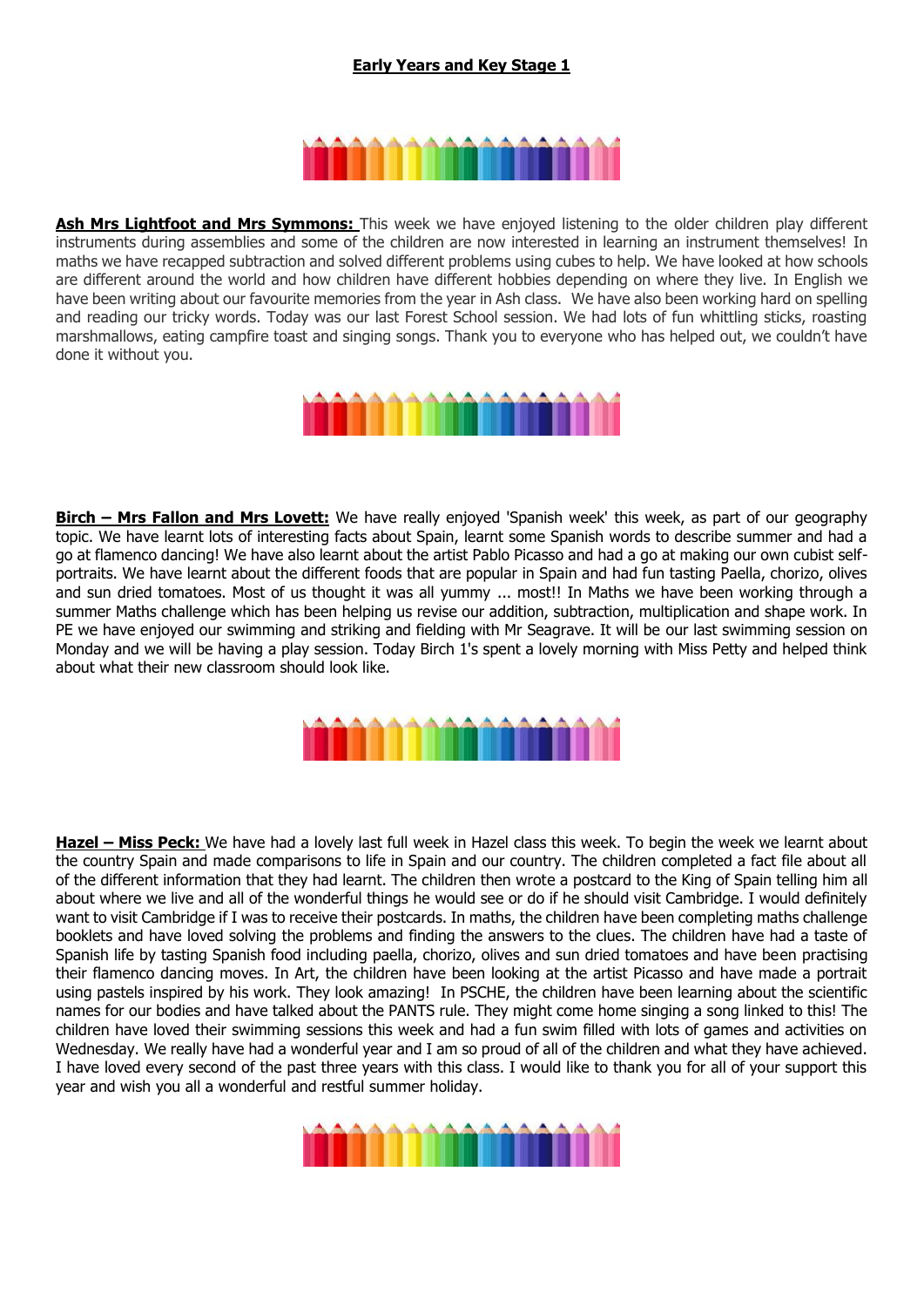## Early Years and Key Stage 1

**Ash Mrs Lightfoot and Mrs Symmons:** This week we have enjoyed listening to the older children play different instruments during assemblies and some of the children are now interested in learning an instrument themselves! In maths we have recapped subtraction and solved different problems using cubes to help. We have looked at how schools are different around the world and how children have different hobbies depending on where they live. In English we have been writing about our favourite memories from the year in Ash class. We have also been working hard on spelling and reading our tricky words. Today was our last Forest School session. We had lots of fun whittling sticks, roasting marshmallows, eating campfire toast and singing songs. Thank you to everyone who has helped out, we couldn't have done it without you.

**Birch – Mrs Fallon and Mrs Lovett:** We have really enjoyed 'Spanish week' this week, as part of our geography topic. We have learnt lots of interesting facts about Spain, learnt some Spanish words to describe summer and had a go at flamenco dancing! We have also learnt about the artist Pablo Picasso and had a go at making our own cubist self-portraits. We have learnt about the different foods that are popular in Spain and had fun tasting Paella, chorizo, olives and sun dried tomatoes. Most of us thought it was all yummy ... most!! In Maths we have been working through a summer Maths challenge which has been helping us revise our addition, subtraction, multiplication and shape work. In PE we have enjoyed our swimming and striking and fielding with Mr Seagrave. It will be our last swimming session on Monday and we will be having a play session. Today Birch 1's spent a lovely morning with Miss Petty and helped think about what their new classroom should look like.

**Hazel – Miss Peck:** We have had a lovely last full week in Hazel class this week. To begin the week we learnt about the country Spain and made comparisons to life in Spain and our country. The children completed a fact file about all of the different information that they had learnt. The children then wrote a postcard to the King of Spain telling him all about where we live and all of the wonderful things he would see or do if he should visit Cambridge. I would definitely want to visit Cambridge if I was to receive their postcards. In maths, the children have been completing maths challenge booklets and have loved solving the problems and finding the answers to the clues. The children have had a taste of Spanish life by tasting Spanish food including paella, chorizo, olives and sun dried tomatoes and have been practising their flamenco dancing moves. In Art, the children have been looking at the artist Picasso and have made a portrait using pastels inspired by his work. They look amazing! In PSCHE, the children have been learning about the scientific names for our bodies and have talked about the PANTS rule. They might come home singing a song linked to this! The children have loved their swimming sessions this week and had a fun swim filled with lots of games and activities on Wednesday. We really have had a wonderful year and I am so proud of all of the children and what they have achieved. I have loved every second of the past three years with this class. I would like to thank you for all of your support this year and wish you all a wonderful and restful summer holiday.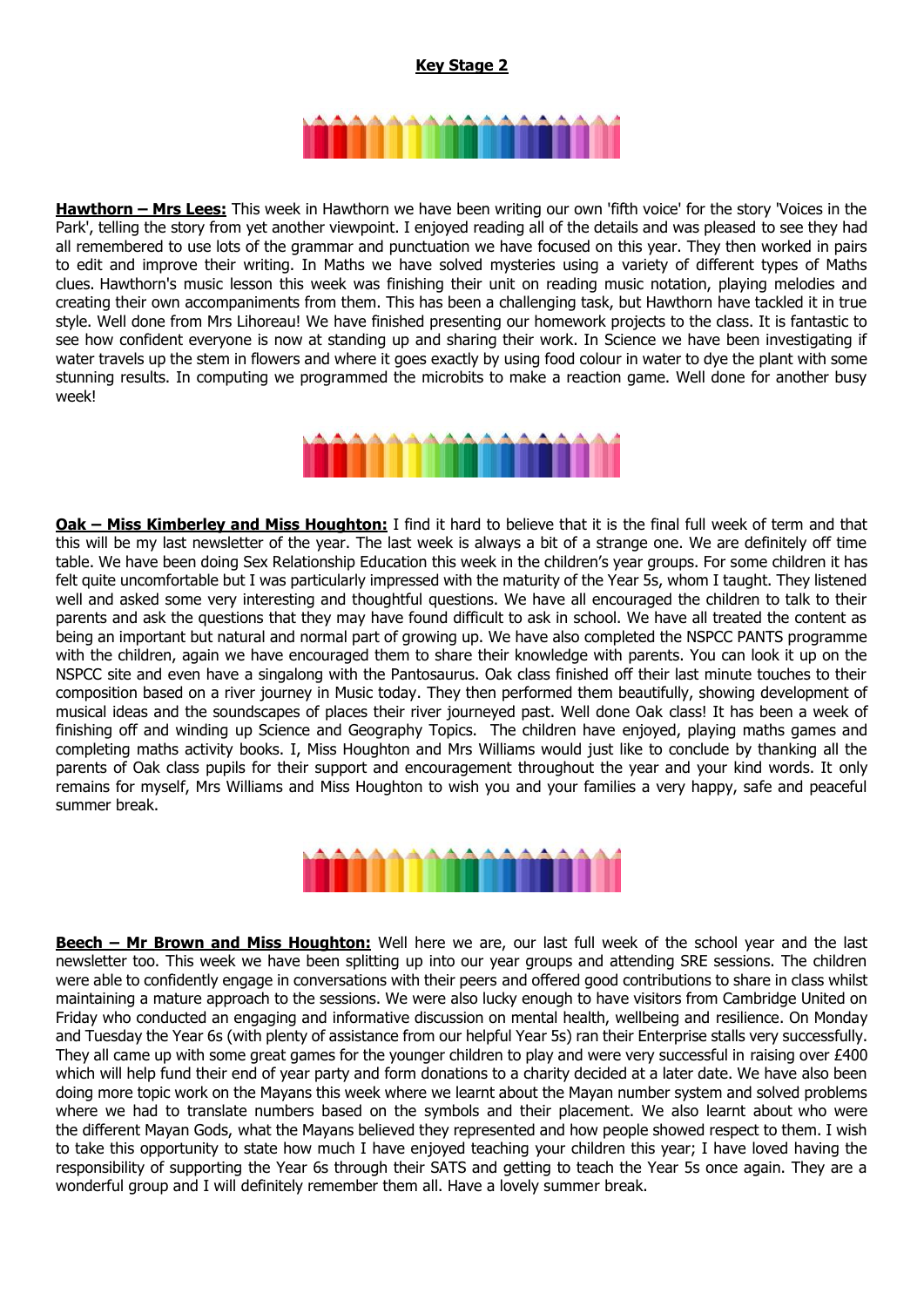## Key Stage 2

**Hawthorn – Mrs Lees:** This week in Hawthorn we have been writing our own 'fifth voice' for the story 'Voices in the Park', telling the story from yet another viewpoint. I enjoyed reading all of the details and was pleased to see they had all remembered to use lots of the grammar and punctuation we have focused on this year. They then worked in pairs to edit and improve their writing. In Maths we have solved mysteries using a variety of different types of Maths clues. Hawthorn's music lesson this week was finishing their unit on reading music notation, playing melodies and creating their own accompaniments from them. This has been a challenging task, but Hawthorn have tackled it in true style. Well done from Mrs Lihoreau! We have finished presenting our homework projects to the class. It is fantastic to see how confident everyone is now at standing up and sharing their work. In Science we have been investigating if water travels up the stem in flowers and where it goes exactly by using food colour in water to dye the plant with some stunning results. In computing we programmed the microbits to make a reaction game. Well done for another busy week!

**Oak – Miss Kimberley and Miss Houghton:** I find it hard to believe that it is the final full week of term and that this will be my last newsletter of the year. The last week is always a bit of a strange one. We are definitely off time table. We have been doing Sex Relationship Education this week in the children's year groups. For some children it has felt quite uncomfortable but I was particularly impressed with the maturity of the Year 5s, whom I taught. They listened well and asked some very interesting and thoughtful questions. We have all encouraged the children to talk to their parents and ask the questions that they may have found difficult to ask in school. We have all treated the content as being an important but natural and normal part of growing up. We have also completed the NSPCC PANTS programme with the children, again we have encouraged them to share their knowledge with parents. You can look it up on the NSPCC site and even have a singalong with the Pantosaurus. Oak class finished off their last minute touches to their composition based on a river journey in Music today. They then performed them beautifully, showing development of musical ideas and the soundscapes of places their river journeyed past. Well done Oak class! It has been a week of finishing off and winding up Science and Geography Topics. The children have enjoyed, playing maths games and completing maths activity books. I, Miss Houghton and Mrs Williams would just like to conclude by thanking all the parents of Oak class pupils for their support and encouragement throughout the year and your kind words. It only remains for myself, Mrs Williams and Miss Houghton to wish you and your families a very happy, safe and peaceful summer break.

**Beech – Mr Brown and Miss Houghton:** Well here we are, our last full week of the school year and the last newsletter too. This week we have been splitting up into our year groups and attending SRE sessions. The children were able to confidently engage in conversations with their peers and offered good contributions to share in class whilst maintaining a mature approach to the sessions. We were also lucky enough to have visitors from Cambridge United on Friday who conducted an engaging and informative discussion on mental health, wellbeing and resilience. On Monday and Tuesday the Year 6s (with plenty of assistance from our helpful Year 5s) ran their Enterprise stalls very successfully. They all came up with some great games for the younger children to play and were very successful in raising over £400 which will help fund their end of year party and form donations to a charity decided at a later date. We have also been doing more topic work on the Mayans this week where we learnt about the Mayan number system and solved problems where we had to translate numbers based on the symbols and their placement. We also learnt about who were the different Mayan Gods, what the Mayans believed they represented and how people showed respect to them. I wish to take this opportunity to state how much I have enjoyed teaching your children this year; I have loved having the responsibility of supporting the Year 6s through their SATS and getting to teach the Year 5s once again. They are a wonderful group and I will definitely remember them all. Have a lovely summer break.